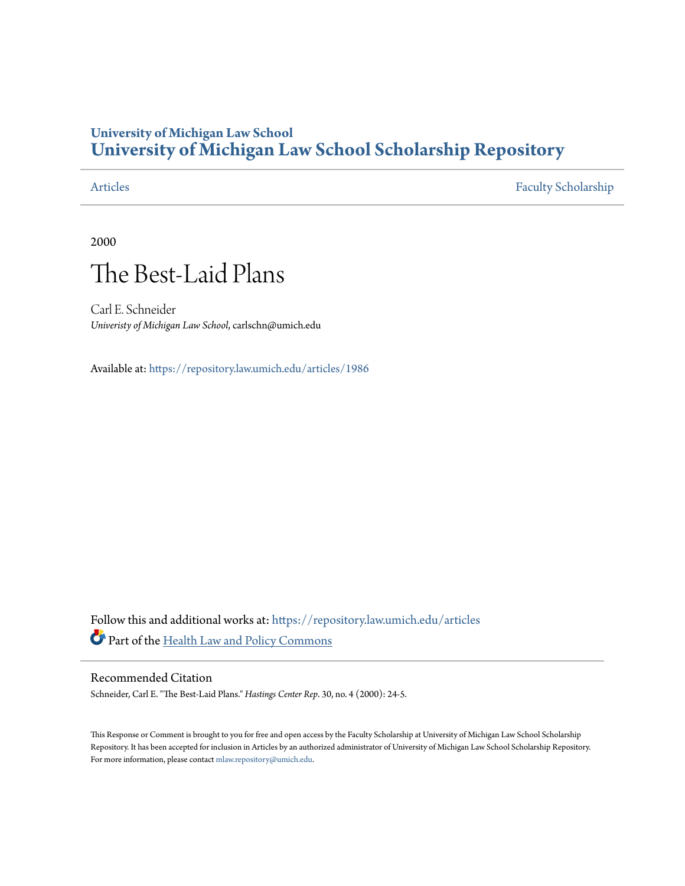University of Michigan Law School
# University of Michigan Law School Scholarship Repository

Articles | Faculty Scholarship

2000

## The Best-Laid Plans

Carl E. Schneider
*Univeristy of Michigan Law School*, carlschn@umich.edu

Available at: https://repository.law.umich.edu/articles/1986

Follow this and additional works at: https://repository.law.umich.edu/articles

Part of the Health Law and Policy Commons

### Recommended Citation

Schneider, Carl E. "The Best-Laid Plans." *Hastings Center Rep*. 30, no. 4 (2000): 24-5.

This Response or Comment is brought to you for free and open access by the Faculty Scholarship at University of Michigan Law School Scholarship Repository. It has been accepted for inclusion in Articles by an authorized administrator of University of Michigan Law School Scholarship Repository. For more information, please contact mlaw.repository@umich.edu.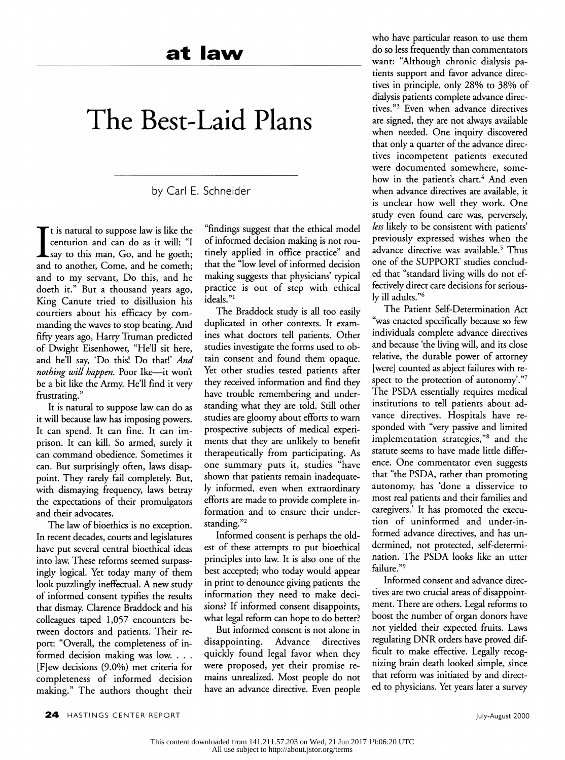# at law

# The Best-Laid Plans

by Carl E. Schneider

It is natural to suppose law is like the centurion and can do as it will: "I say to this man, Go, and he goeth; and to another, Come, and he cometh; and to my servant, Do this, and he doeth it." But a thousand years ago, King Canute tried to disillusion his courtiers about his efficacy by commanding the waves to stop beating. And fifty years ago, Harry Truman predicted of Dwight Eisenhower, "He'll sit here, and he'll say, 'Do this! Do that!' *And nothing will happen.* Poor Ike—it won't be a bit like the Army. He'll find it very frustrating."

It is natural to suppose law can do as it will because law has imposing powers. It can spend. It can fine. It can imprison. It can kill. So armed, surely it can command obedience. Sometimes it can. But surprisingly often, laws disappoint. They rarely fail completely. But, with dismaying frequency, laws betray the expectations of their promulgators and their advocates.

The law of bioethics is no exception. In recent decades, courts and legislatures have put several central bioethical ideas into law. These reforms seemed surpassingly logical. Yet today many of them look puzzlingly ineffectual. A new study of informed consent typifies the results that dismay. Clarence Braddock and his colleagues taped 1,057 encounters between doctors and patients. Their report: "Overall, the completeness of informed decision making was low. . . . [F]ew decisions (9.0%) met criteria for completeness of informed decision making." The authors thought their "findings suggest that the ethical model of informed decision making is not routinely applied in office practice" and that the "low level of informed decision making suggests that physicians' typical practice is out of step with ethical ideals."[1]

The Braddock study is all too easily duplicated in other contexts. It examines what doctors tell patients. Other studies investigate the forms used to obtain consent and found them opaque. Yet other studies tested patients after they received information and find they have trouble remembering and understanding what they are told. Still other studies are gloomy about efforts to warn prospective subjects of medical experiments that they are unlikely to benefit therapeutically from participating. As one summary puts it, studies "have shown that patients remain inadequately informed, even when extraordinary efforts are made to provide complete information and to ensure their understanding."[2]

Informed consent is perhaps the oldest of these attempts to put bioethical principles into law. It is also one of the best accepted; who today would appear in print to denounce giving patients the information they need to make decisions? If informed consent disappoints, what legal reform can hope to do better?

But informed consent is not alone in disappointing. Advance directives quickly found legal favor when they were proposed, yet their promise remains unrealized. Most people do not have an advance directive. Even people who have particular reason to use them do so less frequently than commentators want: "Although chronic dialysis patients support and favor advance directives in principle, only 28% to 38% of dialysis patients complete advance directives."[3] Even when advance directives are signed, they are not always available when needed. One inquiry discovered that only a quarter of the advance directives incompetent patients executed were documented somewhere, somehow in the patient's chart.[4] And even when advance directives are available, it is unclear how well they work. One study even found care was, perversely, *less* likely to be consistent with patients' previously expressed wishes when the advance directive was available.[5] Thus one of the SUPPORT studies concluded that "standard living wills do not effectively direct care decisions for seriously ill adults."[6]

The Patient Self-Determination Act "was enacted specifically because so few individuals complete advance directives and because 'the living will, and its close relative, the durable power of attorney [were] counted as abject failures with respect to the protection of autonomy'."[7] The PSDA essentially requires medical institutions to tell patients about advance directives. Hospitals have responded with "very passive and limited implementation strategies,"[8] and the statute seems to have made little difference. One commentator even suggests that "the PSDA, rather than promoting autonomy, has 'done a disservice to most real patients and their families and caregivers.' It has promoted the execution of uninformed and under-informed advance directives, and has undermined, not protected, self-determination. The PSDA looks like an utter failure."[9]

Informed consent and advance directives are two crucial areas of disappointment. There are others. Legal reforms to boost the number of organ donors have not yielded their expected fruits. Laws regulating DNR orders have proved difficult to make effective. Legally recognizing brain death looked simple, since that reform was initiated by and directed to physicians. Yet years later a survey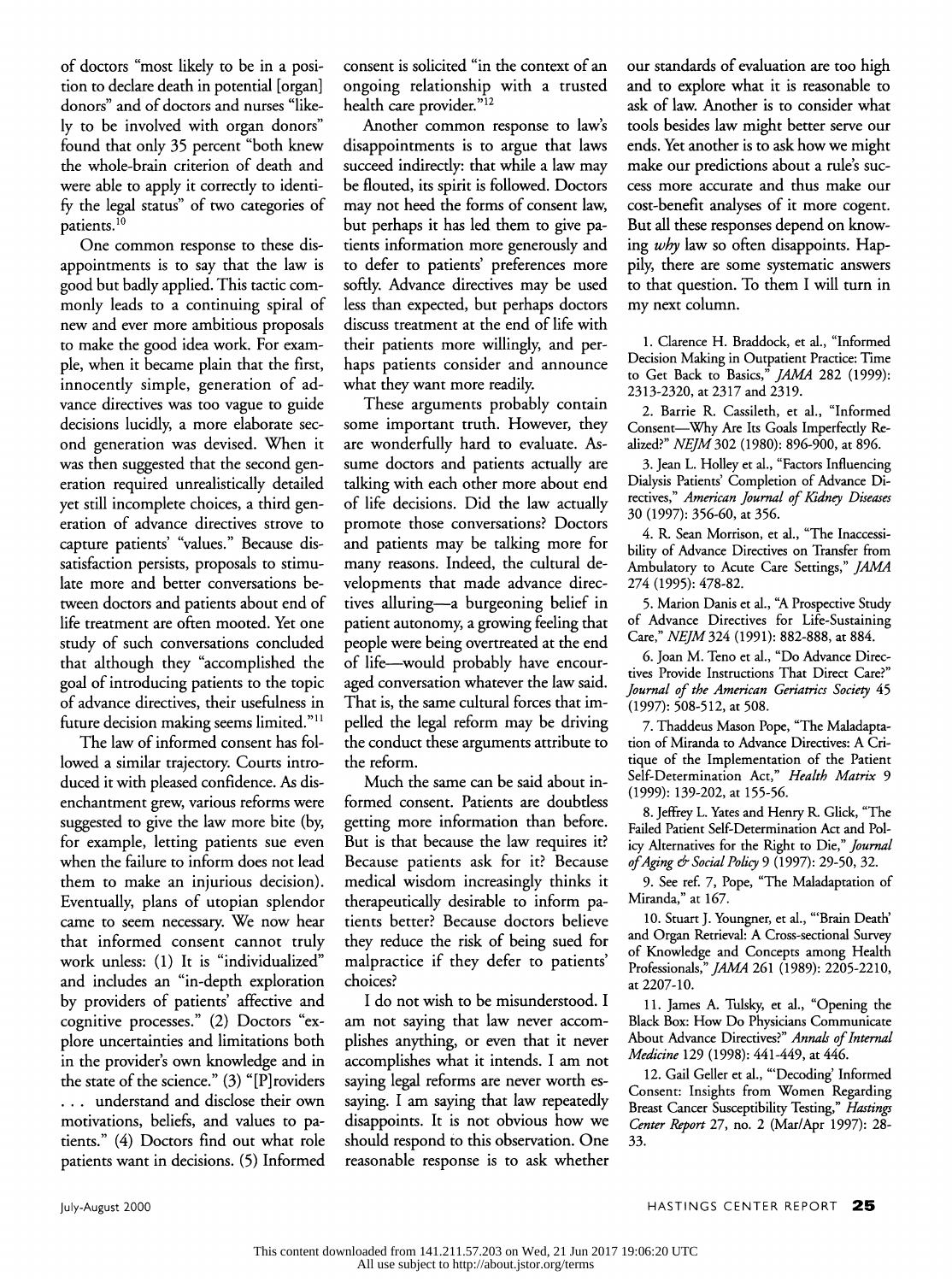of doctors "most likely to be in a position to declare death in potential [organ] donors" and of doctors and nurses "likely to be involved with organ donors" found that only 35 percent "both knew the whole-brain criterion of death and were able to apply it correctly to identify the legal status" of two categories of patients.[10]

One common response to these disappointments is to say that the law is good but badly applied. This tactic commonly leads to a continuing spiral of new and ever more ambitious proposals to make the good idea work. For example, when it became plain that the first, innocently simple, generation of advance directives was too vague to guide decisions lucidly, a more elaborate second generation was devised. When it was then suggested that the second generation required unrealistically detailed yet still incomplete choices, a third generation of advance directives strove to capture patients' "values." Because dissatisfaction persists, proposals to stimulate more and better conversations between doctors and patients about end of life treatment are often mooted. Yet one study of such conversations concluded that although they "accomplished the goal of introducing patients to the topic of advance directives, their usefulness in future decision making seems limited."[11]

The law of informed consent has followed a similar trajectory. Courts introduced it with pleased confidence. As disenchantment grew, various reforms were suggested to give the law more bite (by, for example, letting patients sue even when the failure to inform does not lead them to make an injurious decision). Eventually, plans of utopian splendor came to seem necessary. We now hear that informed consent cannot truly work unless: (1) It is "individualized" and includes an "in-depth exploration by providers of patients' affective and cognitive processes." (2) Doctors "explore uncertainties and limitations both in the provider's own knowledge and in the state of the science." (3) "[P]roviders . . . understand and disclose their own motivations, beliefs, and values to patients." (4) Doctors find out what role patients want in decisions. (5) Informed consent is solicited "in the context of an ongoing relationship with a trusted health care provider."[12]

Another common response to law's disappointments is to argue that laws succeed indirectly: that while a law may be flouted, its spirit is followed. Doctors may not heed the forms of consent law, but perhaps it has led them to give patients information more generously and to defer to patients' preferences more softly. Advance directives may be used less than expected, but perhaps doctors discuss treatment at the end of life with their patients more willingly, and perhaps patients consider and announce what they want more readily.

These arguments probably contain some important truth. However, they are wonderfully hard to evaluate. Assume doctors and patients actually are talking with each other more about end of life decisions. Did the law actually promote those conversations? Doctors and patients may be talking more for many reasons. Indeed, the cultural developments that made advance directives alluring—a burgeoning belief in patient autonomy, a growing feeling that people were being overtreated at the end of life—would probably have encouraged conversation whatever the law said. That is, the same cultural forces that impelled the legal reform may be driving the conduct these arguments attribute to the reform.

Much the same can be said about informed consent. Patients are doubtless getting more information than before. But is that because the law requires it? Because patients ask for it? Because medical wisdom increasingly thinks it therapeutically desirable to inform patients better? Because doctors believe they reduce the risk of being sued for malpractice if they defer to patients' choices?

I do not wish to be misunderstood. I am not saying that law never accomplishes anything, or even that it never accomplishes what it intends. I am not saying legal reforms are never worth essaying. I am saying that law repeatedly disappoints. It is not obvious how we should respond to this observation. One reasonable response is to ask whether our standards of evaluation are too high and to explore what it is reasonable to ask of law. Another is to consider what tools besides law might better serve our ends. Yet another is to ask how we might make our predictions about a rule's success more accurate and thus make our cost-benefit analyses of it more cogent. But all these responses depend on knowing *why* law so often disappoints. Happily, there are some systematic answers to that question. To them I will turn in my next column.

1. Clarence H. Braddock, et al., "Informed Decision Making in Outpatient Practice: Time to Get Back to Basics," *JAMA* 282 (1999): 2313-2320, at 2317 and 2319.

2. Barrie R. Cassileth, et al., "Informed Consent—Why Are Its Goals Imperfectly Realized?" *NEJM* 302 (1980): 896-900, at 896.

3. Jean L. Holley et al., "Factors Influencing Dialysis Patients' Completion of Advance Directives," *American Journal of Kidney Diseases* 30 (1997): 356-60, at 356.

4. R. Sean Morrison, et al., "The Inaccessibility of Advance Directives on Transfer from Ambulatory to Acute Care Settings," *JAMA* 274 (1995): 478-82.

5. Marion Danis et al., "A Prospective Study of Advance Directives for Life-Sustaining Care," *NEJM* 324 (1991): 882-888, at 884.

6. Joan M. Teno et al., "Do Advance Directives Provide Instructions That Direct Care?" *Journal of the American Geriatrics Society* 45 (1997): 508-512, at 508.

7. Thaddeus Mason Pope, "The Maladaptation of Miranda to Advance Directives: A Critique of the Implementation of the Patient Self-Determination Act," *Health Matrix* 9 (1999): 139-202, at 155-56.

8. Jeffrey L. Yates and Henry R. Glick, "The Failed Patient Self-Determination Act and Policy Alternatives for the Right to Die," *Journal of Aging & Social Policy* 9 (1997): 29-50, 32.

9. See ref. 7, Pope, "The Maladaptation of Miranda," at 167.

10. Stuart J. Youngner, et al., "'Brain Death' and Organ Retrieval: A Cross-sectional Survey of Knowledge and Concepts among Health Professionals," *JAMA* 261 (1989): 2205-2210, at 2207-10.

11. James A. Tulsky, et al., "Opening the Black Box: How Do Physicians Communicate About Advance Directives?" *Annals of Internal Medicine* 129 (1998): 441-449, at 446.

12. Gail Geller et al., "'Decoding' Informed Consent: Insights from Women Regarding Breast Cancer Susceptibility Testing," *Hastings Center Report* 27, no. 2 (Mar/Apr 1997): 28-33.